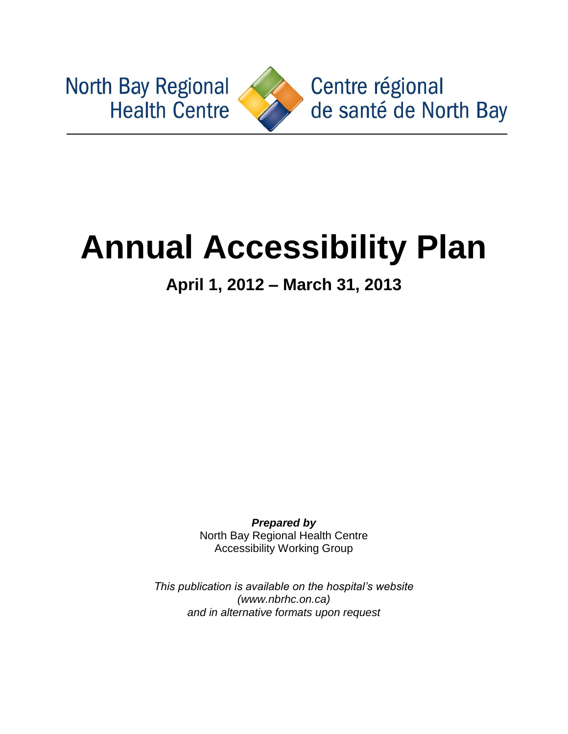North Bay Regional Health Centre

Centre régional de santé de North Bay

# Annual Accessibility Plan

## April 1, 2012 – March 31, 2013

***Prepared by***
North Bay Regional Health Centre
Accessibility Working Group

*This publication is available on the hospital's website (www.nbrhc.on.ca) and in alternative formats upon request*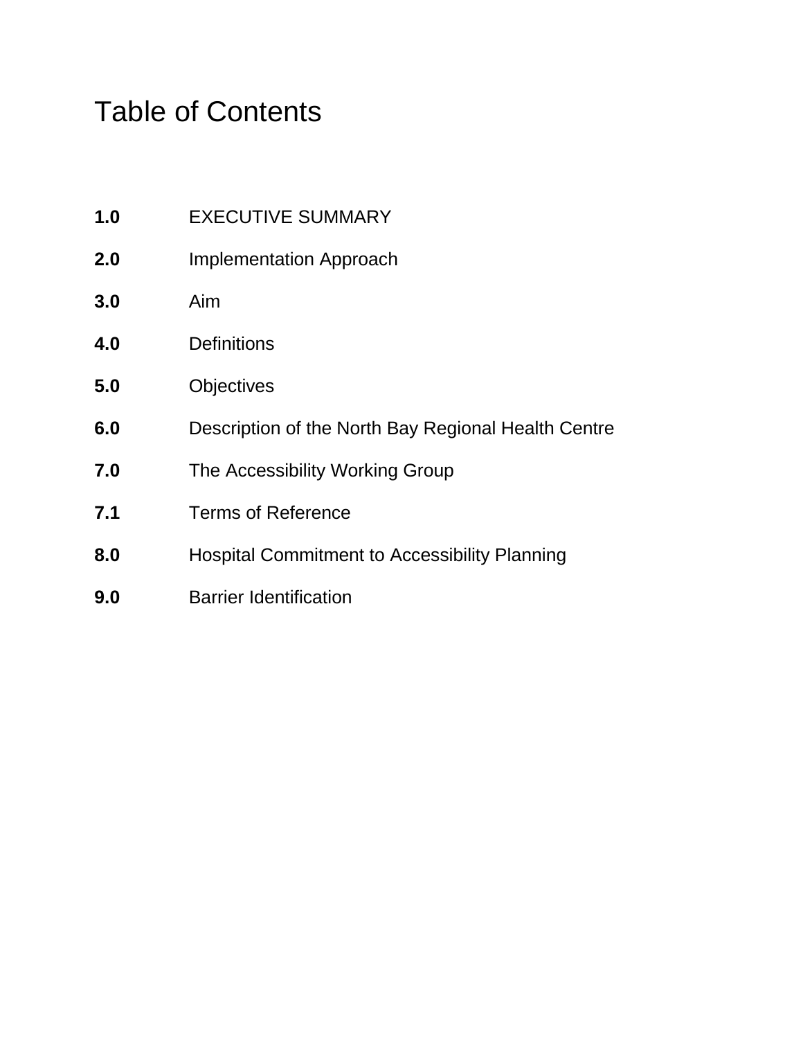# Table of Contents

**1.0** EXECUTIVE SUMMARY

**2.0** Implementation Approach

**3.0** Aim

**4.0** Definitions

**5.0** Objectives

**6.0** Description of the North Bay Regional Health Centre

**7.0** The Accessibility Working Group

**7.1** Terms of Reference

**8.0** Hospital Commitment to Accessibility Planning

**9.0** Barrier Identification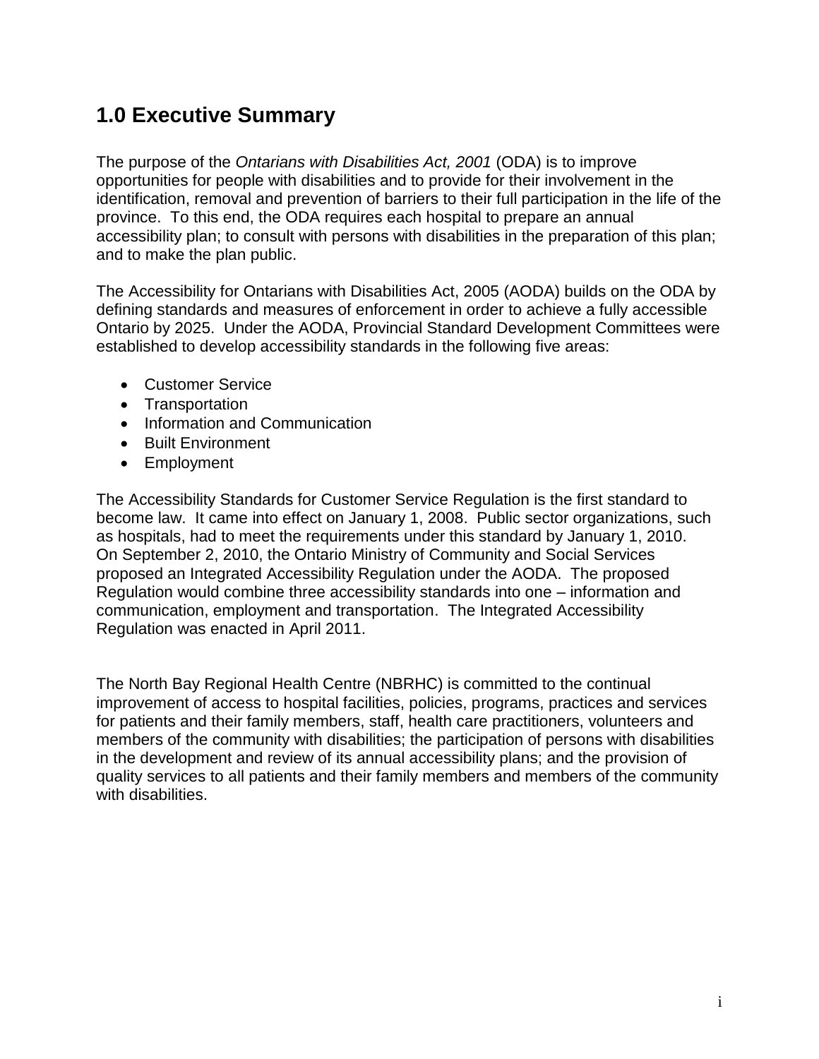## 1.0 Executive Summary

The purpose of the *Ontarians with Disabilities Act, 2001* (ODA) is to improve opportunities for people with disabilities and to provide for their involvement in the identification, removal and prevention of barriers to their full participation in the life of the province. To this end, the ODA requires each hospital to prepare an annual accessibility plan; to consult with persons with disabilities in the preparation of this plan; and to make the plan public.

The Accessibility for Ontarians with Disabilities Act, 2005 (AODA) builds on the ODA by defining standards and measures of enforcement in order to achieve a fully accessible Ontario by 2025. Under the AODA, Provincial Standard Development Committees were established to develop accessibility standards in the following five areas:

- Customer Service
- Transportation
- Information and Communication
- Built Environment
- Employment

The Accessibility Standards for Customer Service Regulation is the first standard to become law. It came into effect on January 1, 2008. Public sector organizations, such as hospitals, had to meet the requirements under this standard by January 1, 2010. On September 2, 2010, the Ontario Ministry of Community and Social Services proposed an Integrated Accessibility Regulation under the AODA. The proposed Regulation would combine three accessibility standards into one – information and communication, employment and transportation. The Integrated Accessibility Regulation was enacted in April 2011.

The North Bay Regional Health Centre (NBRHC) is committed to the continual improvement of access to hospital facilities, policies, programs, practices and services for patients and their family members, staff, health care practitioners, volunteers and members of the community with disabilities; the participation of persons with disabilities in the development and review of its annual accessibility plans; and the provision of quality services to all patients and their family members and members of the community with disabilities.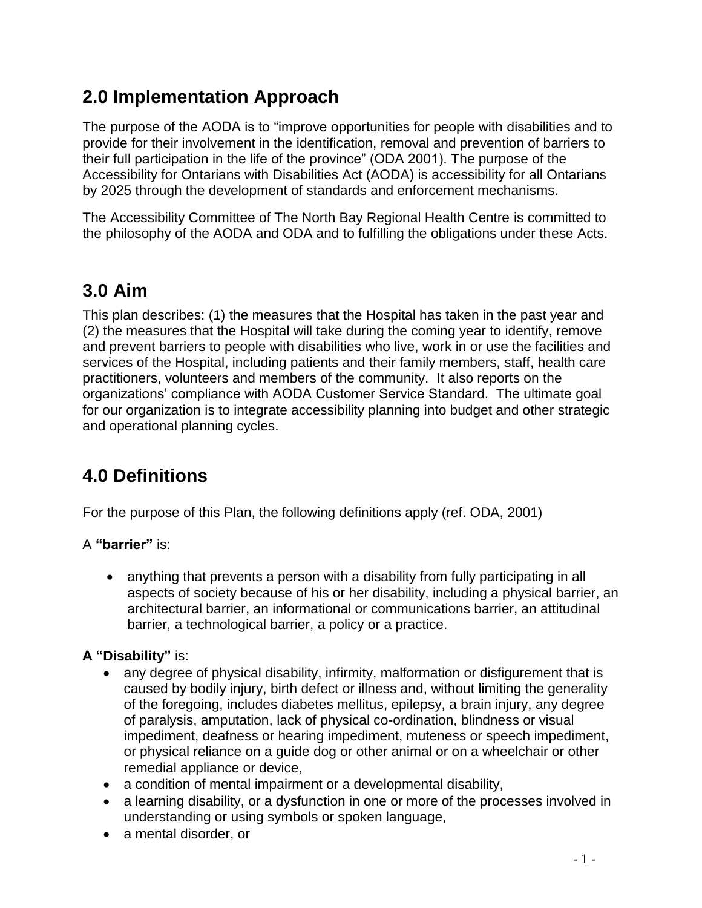## 2.0 Implementation Approach

The purpose of the AODA is to "improve opportunities for people with disabilities and to provide for their involvement in the identification, removal and prevention of barriers to their full participation in the life of the province" (ODA 2001). The purpose of the Accessibility for Ontarians with Disabilities Act (AODA) is accessibility for all Ontarians by 2025 through the development of standards and enforcement mechanisms.

The Accessibility Committee of The North Bay Regional Health Centre is committed to the philosophy of the AODA and ODA and to fulfilling the obligations under these Acts.

## 3.0 Aim

This plan describes: (1) the measures that the Hospital has taken in the past year and (2) the measures that the Hospital will take during the coming year to identify, remove and prevent barriers to people with disabilities who live, work in or use the facilities and services of the Hospital, including patients and their family members, staff, health care practitioners, volunteers and members of the community. It also reports on the organizations' compliance with AODA Customer Service Standard. The ultimate goal for our organization is to integrate accessibility planning into budget and other strategic and operational planning cycles.

## 4.0 Definitions

For the purpose of this Plan, the following definitions apply (ref. ODA, 2001)

A **"barrier"** is:

- anything that prevents a person with a disability from fully participating in all aspects of society because of his or her disability, including a physical barrier, an architectural barrier, an informational or communications barrier, an attitudinal barrier, a technological barrier, a policy or a practice.

**A "Disability"** is:

- any degree of physical disability, infirmity, malformation or disfigurement that is caused by bodily injury, birth defect or illness and, without limiting the generality of the foregoing, includes diabetes mellitus, epilepsy, a brain injury, any degree of paralysis, amputation, lack of physical co-ordination, blindness or visual impediment, deafness or hearing impediment, muteness or speech impediment, or physical reliance on a guide dog or other animal or on a wheelchair or other remedial appliance or device,
- a condition of mental impairment or a developmental disability,
- a learning disability, or a dysfunction in one or more of the processes involved in understanding or using symbols or spoken language,
- a mental disorder, or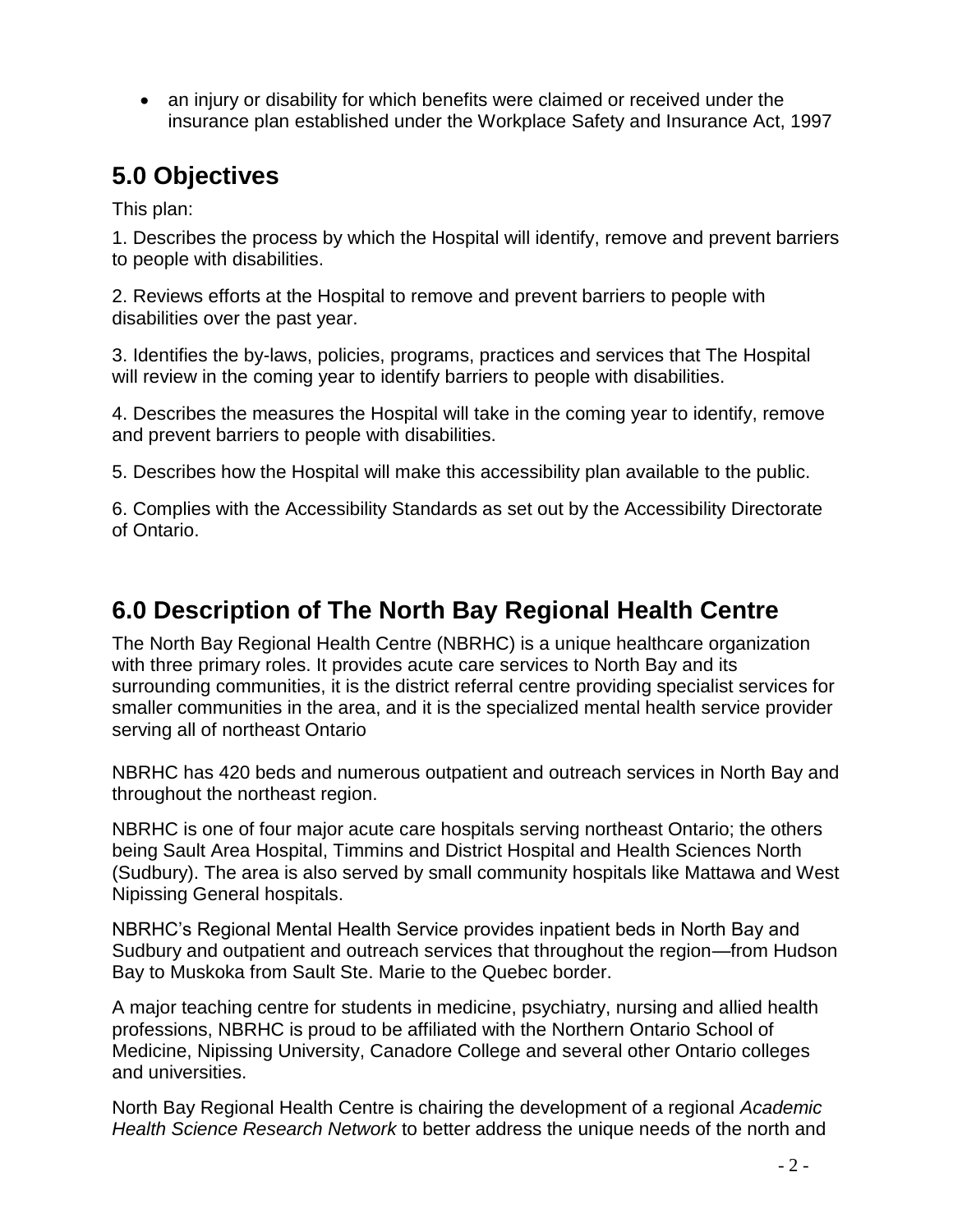- an injury or disability for which benefits were claimed or received under the insurance plan established under the Workplace Safety and Insurance Act, 1997

## 5.0 Objectives

This plan:

1. Describes the process by which the Hospital will identify, remove and prevent barriers to people with disabilities.

2. Reviews efforts at the Hospital to remove and prevent barriers to people with disabilities over the past year.

3. Identifies the by-laws, policies, programs, practices and services that The Hospital will review in the coming year to identify barriers to people with disabilities.

4. Describes the measures the Hospital will take in the coming year to identify, remove and prevent barriers to people with disabilities.

5. Describes how the Hospital will make this accessibility plan available to the public.

6. Complies with the Accessibility Standards as set out by the Accessibility Directorate of Ontario.

## 6.0 Description of The North Bay Regional Health Centre

The North Bay Regional Health Centre (NBRHC) is a unique healthcare organization with three primary roles. It provides acute care services to North Bay and its surrounding communities, it is the district referral centre providing specialist services for smaller communities in the area, and it is the specialized mental health service provider serving all of northeast Ontario

NBRHC has 420 beds and numerous outpatient and outreach services in North Bay and throughout the northeast region.

NBRHC is one of four major acute care hospitals serving northeast Ontario; the others being Sault Area Hospital, Timmins and District Hospital and Health Sciences North (Sudbury). The area is also served by small community hospitals like Mattawa and West Nipissing General hospitals.

NBRHC's Regional Mental Health Service provides inpatient beds in North Bay and Sudbury and outpatient and outreach services that throughout the region—from Hudson Bay to Muskoka from Sault Ste. Marie to the Quebec border.

A major teaching centre for students in medicine, psychiatry, nursing and allied health professions, NBRHC is proud to be affiliated with the Northern Ontario School of Medicine, Nipissing University, Canadore College and several other Ontario colleges and universities.

North Bay Regional Health Centre is chairing the development of a regional *Academic Health Science Research Network* to better address the unique needs of the north and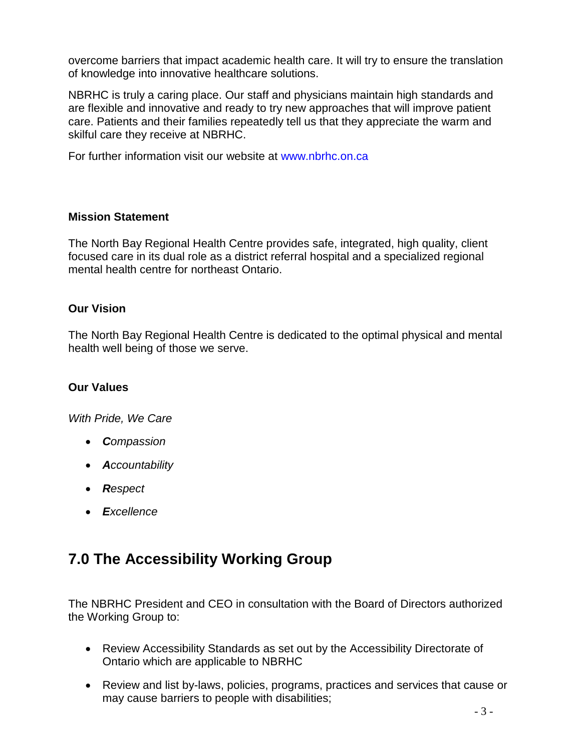overcome barriers that impact academic health care. It will try to ensure the translation of knowledge into innovative healthcare solutions.

NBRHC is truly a caring place. Our staff and physicians maintain high standards and are flexible and innovative and ready to try new approaches that will improve patient care. Patients and their families repeatedly tell us that they appreciate the warm and skilful care they receive at NBRHC.

For further information visit our website at www.nbrhc.on.ca

**Mission Statement**

The North Bay Regional Health Centre provides safe, integrated, high quality, client focused care in its dual role as a district referral hospital and a specialized regional mental health centre for northeast Ontario.

**Our Vision**

The North Bay Regional Health Centre is dedicated to the optimal physical and mental health well being of those we serve.

**Our Values**

*With Pride, We Care*

- ***C****ompassion*
- ***A****ccountability*
- ***R****espect*
- ***E****xcellence*

## 7.0 The Accessibility Working Group

The NBRHC President and CEO in consultation with the Board of Directors authorized the Working Group to:

- Review Accessibility Standards as set out by the Accessibility Directorate of Ontario which are applicable to NBRHC
- Review and list by-laws, policies, programs, practices and services that cause or may cause barriers to people with disabilities;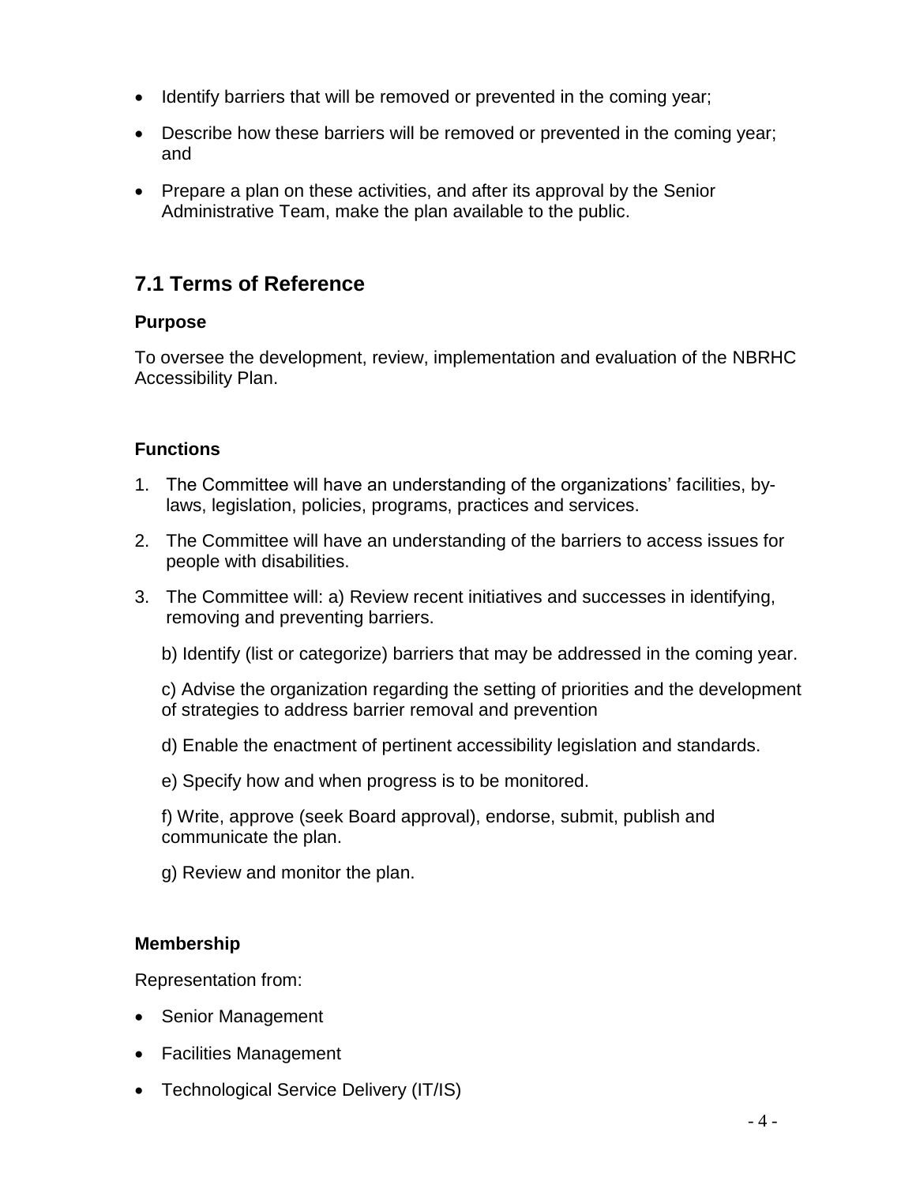- Identify barriers that will be removed or prevented in the coming year;
- Describe how these barriers will be removed or prevented in the coming year; and
- Prepare a plan on these activities, and after its approval by the Senior Administrative Team, make the plan available to the public.

## 7.1 Terms of Reference

**Purpose**

To oversee the development, review, implementation and evaluation of the NBRHC Accessibility Plan.

**Functions**

1. The Committee will have an understanding of the organizations' facilities, by-laws, legislation, policies, programs, practices and services.
2. The Committee will have an understanding of the barriers to access issues for people with disabilities.
3. The Committee will: a) Review recent initiatives and successes in identifying, removing and preventing barriers.

   b) Identify (list or categorize) barriers that may be addressed in the coming year.

   c) Advise the organization regarding the setting of priorities and the development of strategies to address barrier removal and prevention

   d) Enable the enactment of pertinent accessibility legislation and standards.

   e) Specify how and when progress is to be monitored.

   f) Write, approve (seek Board approval), endorse, submit, publish and communicate the plan.

   g) Review and monitor the plan.

**Membership**

Representation from:

- Senior Management
- Facilities Management
- Technological Service Delivery (IT/IS)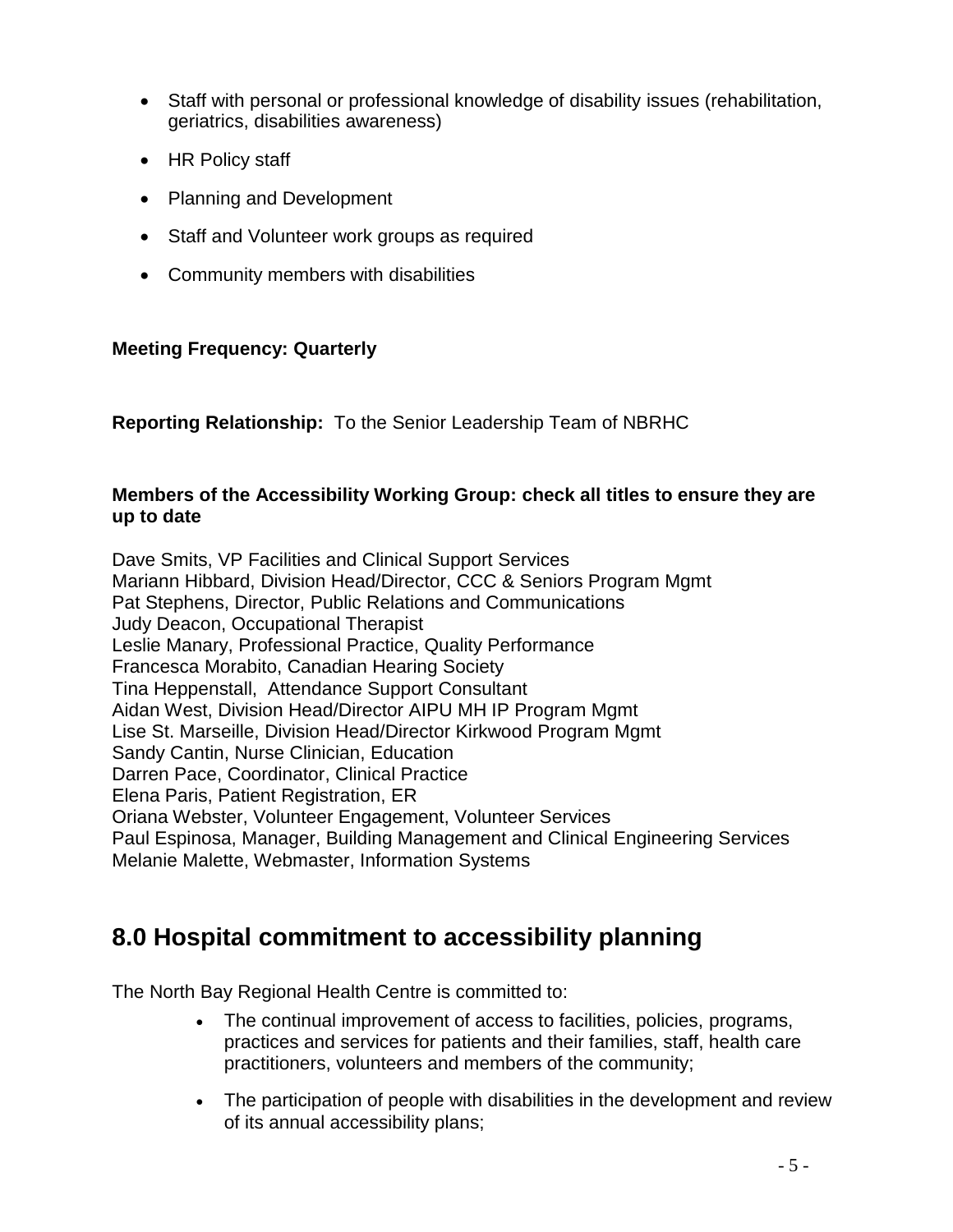- Staff with personal or professional knowledge of disability issues (rehabilitation, geriatrics, disabilities awareness)
- HR Policy staff
- Planning and Development
- Staff and Volunteer work groups as required
- Community members with disabilities

**Meeting Frequency: Quarterly**

**Reporting Relationship:** To the Senior Leadership Team of NBRHC

**Members of the Accessibility Working Group: check all titles to ensure they are up to date**

Dave Smits, VP Facilities and Clinical Support Services
Mariann Hibbard, Division Head/Director, CCC & Seniors Program Mgmt
Pat Stephens, Director, Public Relations and Communications
Judy Deacon, Occupational Therapist
Leslie Manary, Professional Practice, Quality Performance
Francesca Morabito, Canadian Hearing Society
Tina Heppenstall, Attendance Support Consultant
Aidan West, Division Head/Director AIPU MH IP Program Mgmt
Lise St. Marseille, Division Head/Director Kirkwood Program Mgmt
Sandy Cantin, Nurse Clinician, Education
Darren Pace, Coordinator, Clinical Practice
Elena Paris, Patient Registration, ER
Oriana Webster, Volunteer Engagement, Volunteer Services
Paul Espinosa, Manager, Building Management and Clinical Engineering Services
Melanie Malette, Webmaster, Information Systems

## 8.0 Hospital commitment to accessibility planning

The North Bay Regional Health Centre is committed to:

- The continual improvement of access to facilities, policies, programs, practices and services for patients and their families, staff, health care practitioners, volunteers and members of the community;
- The participation of people with disabilities in the development and review of its annual accessibility plans;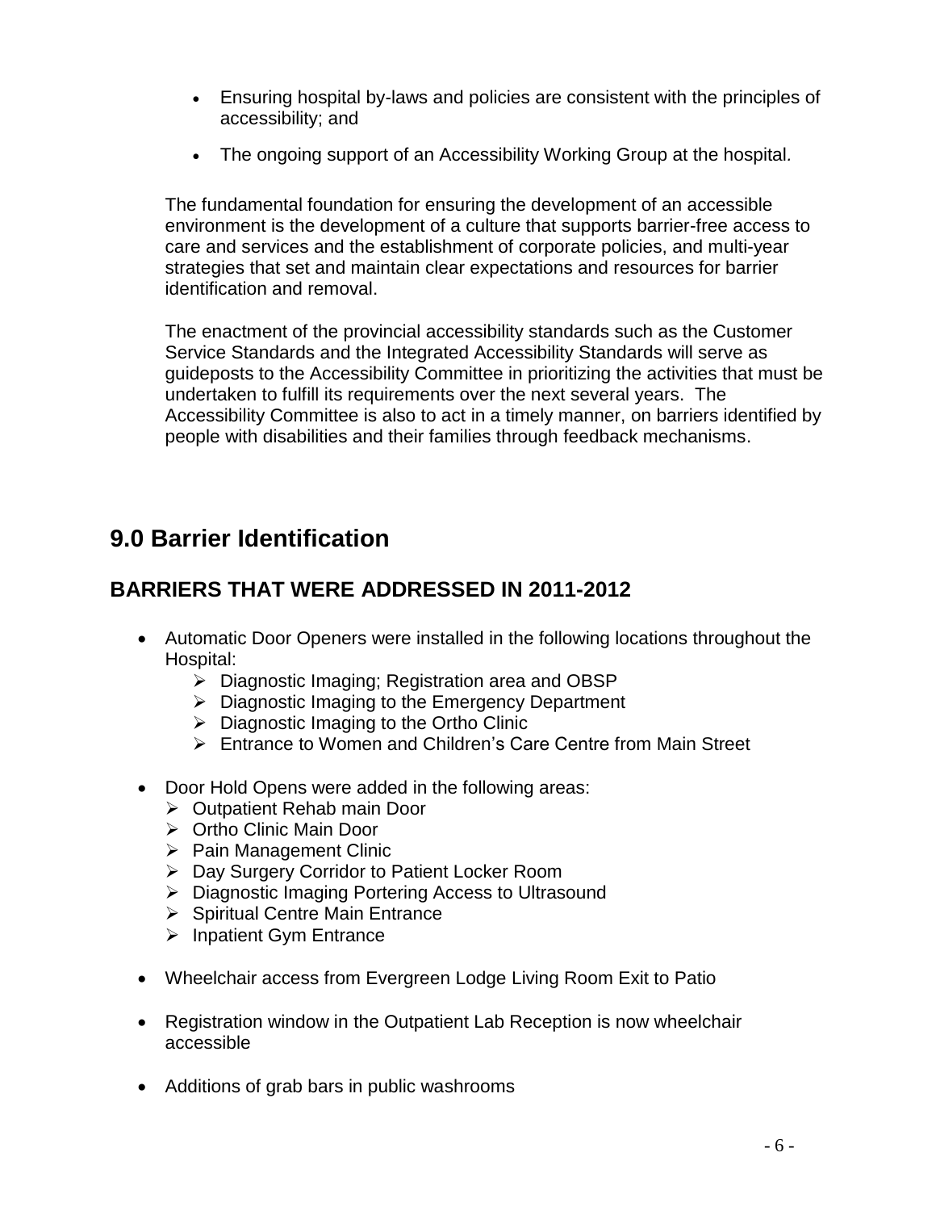- Ensuring hospital by-laws and policies are consistent with the principles of accessibility; and
- The ongoing support of an Accessibility Working Group at the hospital.

The fundamental foundation for ensuring the development of an accessible environment is the development of a culture that supports barrier-free access to care and services and the establishment of corporate policies, and multi-year strategies that set and maintain clear expectations and resources for barrier identification and removal.

The enactment of the provincial accessibility standards such as the Customer Service Standards and the Integrated Accessibility Standards will serve as guideposts to the Accessibility Committee in prioritizing the activities that must be undertaken to fulfill its requirements over the next several years. The Accessibility Committee is also to act in a timely manner, on barriers identified by people with disabilities and their families through feedback mechanisms.

# 9.0 Barrier Identification

## BARRIERS THAT WERE ADDRESSED IN 2011-2012

- Automatic Door Openers were installed in the following locations throughout the Hospital:
  - Diagnostic Imaging; Registration area and OBSP
  - Diagnostic Imaging to the Emergency Department
  - Diagnostic Imaging to the Ortho Clinic
  - Entrance to Women and Children's Care Centre from Main Street
- Door Hold Opens were added in the following areas:
  - Outpatient Rehab main Door
  - Ortho Clinic Main Door
  - Pain Management Clinic
  - Day Surgery Corridor to Patient Locker Room
  - Diagnostic Imaging Portering Access to Ultrasound
  - Spiritual Centre Main Entrance
  - Inpatient Gym Entrance
- Wheelchair access from Evergreen Lodge Living Room Exit to Patio
- Registration window in the Outpatient Lab Reception is now wheelchair accessible
- Additions of grab bars in public washrooms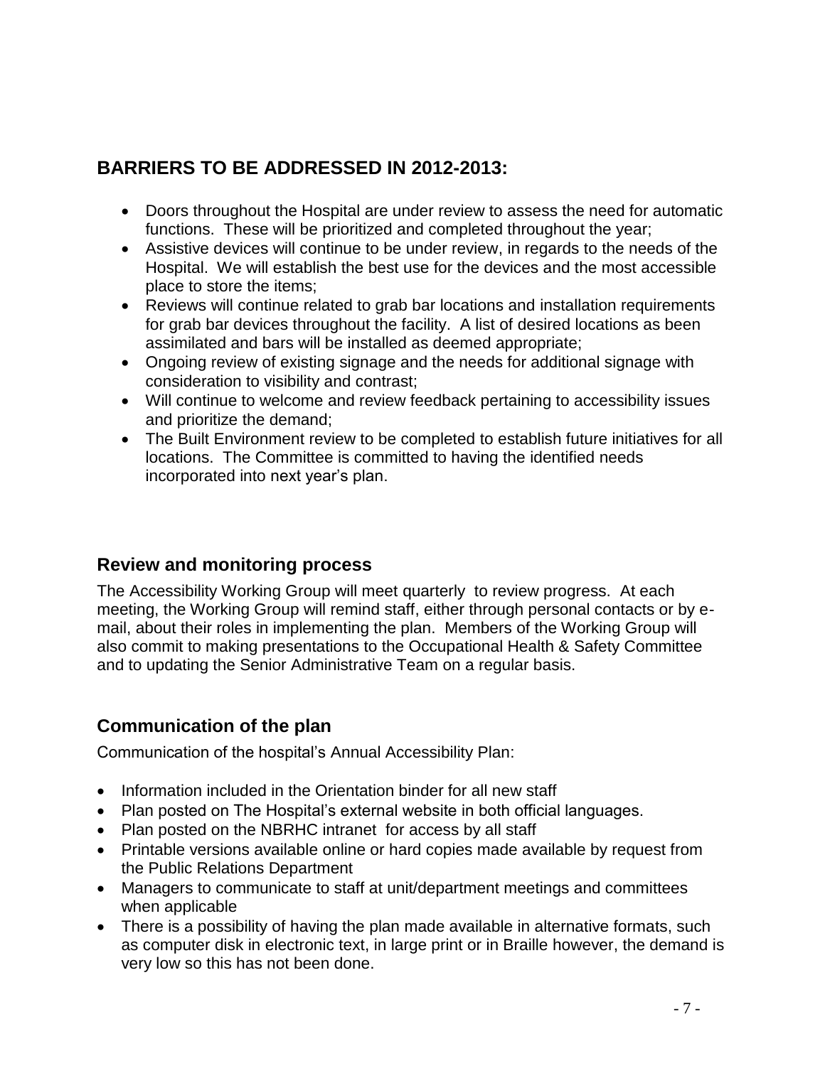## BARRIERS TO BE ADDRESSED IN 2012-2013:

- Doors throughout the Hospital are under review to assess the need for automatic functions. These will be prioritized and completed throughout the year;
- Assistive devices will continue to be under review, in regards to the needs of the Hospital. We will establish the best use for the devices and the most accessible place to store the items;
- Reviews will continue related to grab bar locations and installation requirements for grab bar devices throughout the facility. A list of desired locations as been assimilated and bars will be installed as deemed appropriate;
- Ongoing review of existing signage and the needs for additional signage with consideration to visibility and contrast;
- Will continue to welcome and review feedback pertaining to accessibility issues and prioritize the demand;
- The Built Environment review to be completed to establish future initiatives for all locations. The Committee is committed to having the identified needs incorporated into next year's plan.

### Review and monitoring process

The Accessibility Working Group will meet quarterly to review progress. At each meeting, the Working Group will remind staff, either through personal contacts or by e-mail, about their roles in implementing the plan. Members of the Working Group will also commit to making presentations to the Occupational Health & Safety Committee and to updating the Senior Administrative Team on a regular basis.

### Communication of the plan

Communication of the hospital's Annual Accessibility Plan:

- Information included in the Orientation binder for all new staff
- Plan posted on The Hospital's external website in both official languages.
- Plan posted on the NBRHC intranet for access by all staff
- Printable versions available online or hard copies made available by request from the Public Relations Department
- Managers to communicate to staff at unit/department meetings and committees when applicable
- There is a possibility of having the plan made available in alternative formats, such as computer disk in electronic text, in large print or in Braille however, the demand is very low so this has not been done.